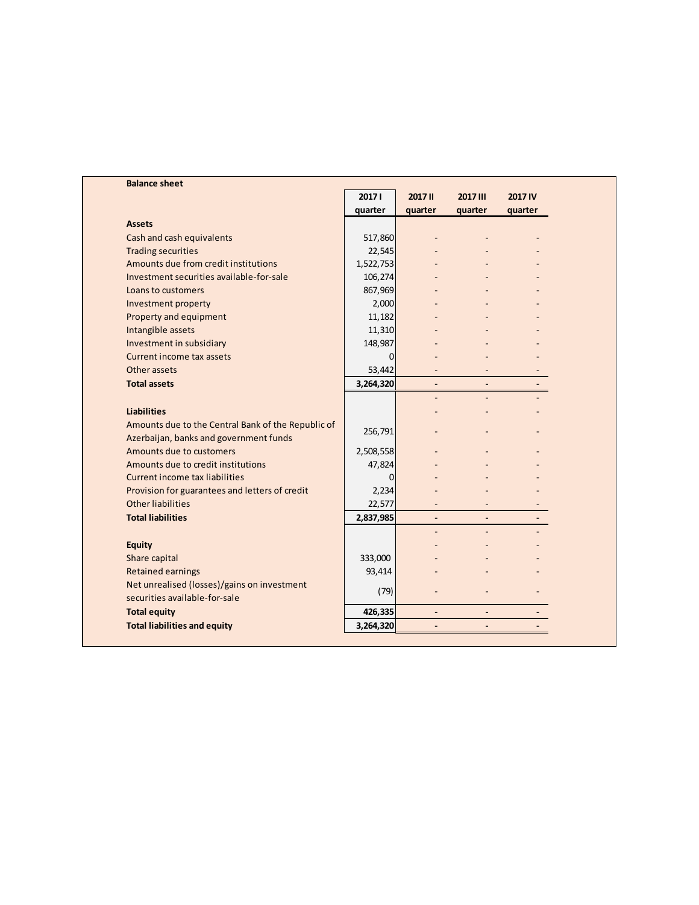**Balance sheet**

| | 2017 I quarter | 2017 II quarter | 2017 III quarter | 2017 IV quarter |
|---|---|---|---|---|
| **Assets** | | | | |
| Cash and cash equivalents | 517,860 | - | - | - |
| Trading securities | 22,545 | - | - | - |
| Amounts due from credit institutions | 1,522,753 | - | - | - |
| Investment securities available-for-sale | 106,274 | - | - | - |
| Loans to customers | 867,969 | - | - | - |
| Investment property | 2,000 | - | - | - |
| Property and equipment | 11,182 | - | - | - |
| Intangible assets | 11,310 | - | - | - |
| Investment in subsidiary | 148,987 | - | - | - |
| Current income tax assets | 0 | - | - | - |
| Other assets | 53,442 | - | - | - |
| **Total assets** | **3,264,320** | **-** | **-** | **-** |
| | | - | - | - |
| **Liabilities** | | - | - | - |
| Amounts due to the Central Bank of the Republic of Azerbaijan, banks and government funds | 256,791 | - | - | - |
| Amounts due to customers | 2,508,558 | - | - | - |
| Amounts due to credit institutions | 47,824 | - | - | - |
| Current income tax liabilities | 0 | - | - | - |
| Provision for guarantees and letters of credit | 2,234 | - | - | - |
| Other liabilities | 22,577 | - | - | - |
| **Total liabilities** | **2,837,985** | **-** | **-** | **-** |
| | | - | - | - |
| **Equity** | | - | - | - |
| Share capital | 333,000 | - | - | - |
| Retained earnings | 93,414 | - | - | - |
| Net unrealised (losses)/gains on investment securities available-for-sale | (79) | - | - | - |
| **Total equity** | **426,335** | **-** | **-** | **-** |
| **Total liabilities and equity** | **3,264,320** | **-** | **-** | **-** |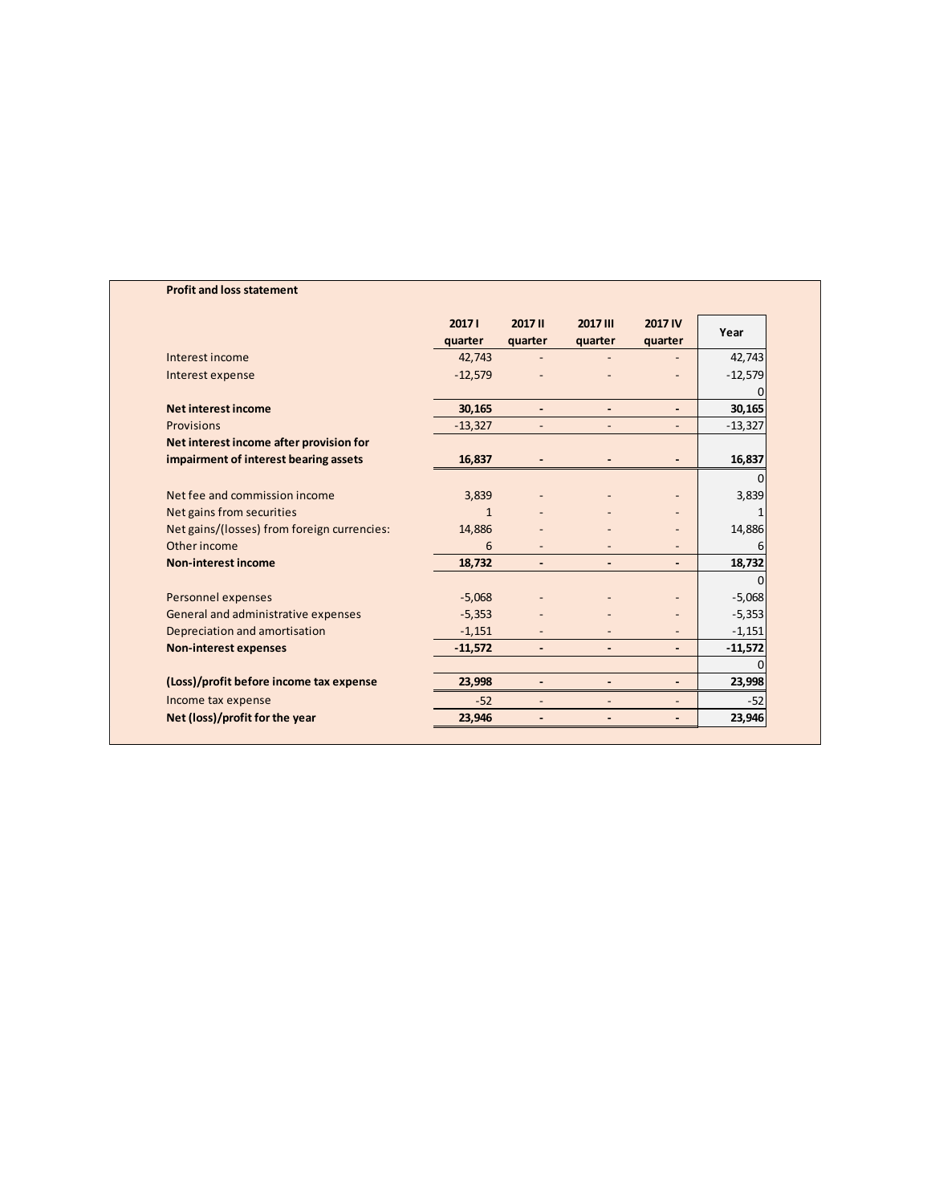**Profit and loss statement**

| | 2017 I quarter | 2017 II quarter | 2017 III quarter | 2017 IV quarter | Year |
|---|---|---|---|---|---|
| Interest income | 42,743 | - | - | - | 42,743 |
| Interest expense | -12,579 | - | - | - | -12,579 |
| | | | | | 0 |
| **Net interest income** | **30,165** | **-** | **-** | **-** | **30,165** |
| Provisions | -13,327 | - | - | - | -13,327 |
| **Net interest income after provision for impairment of interest bearing assets** | **16,837** | **-** | **-** | **-** | **16,837** |
| | | | | | 0 |
| Net fee and commission income | 3,839 | - | - | - | 3,839 |
| Net gains from securities | 1 | - | - | - | 1 |
| Net gains/(losses) from foreign currencies: | 14,886 | - | - | - | 14,886 |
| Other income | 6 | - | - | - | 6 |
| **Non-interest income** | **18,732** | **-** | **-** | **-** | **18,732** |
| | | | | | 0 |
| Personnel expenses | -5,068 | - | - | - | -5,068 |
| General and administrative expenses | -5,353 | - | - | - | -5,353 |
| Depreciation and amortisation | -1,151 | - | - | - | -1,151 |
| **Non-interest expenses** | **-11,572** | **-** | **-** | **-** | **-11,572** |
| | | | | | 0 |
| **(Loss)/profit before income tax expense** | **23,998** | **-** | **-** | **-** | **23,998** |
| Income tax expense | -52 | - | - | - | -52 |
| **Net (loss)/profit for the year** | **23,946** | **-** | **-** | **-** | **23,946** |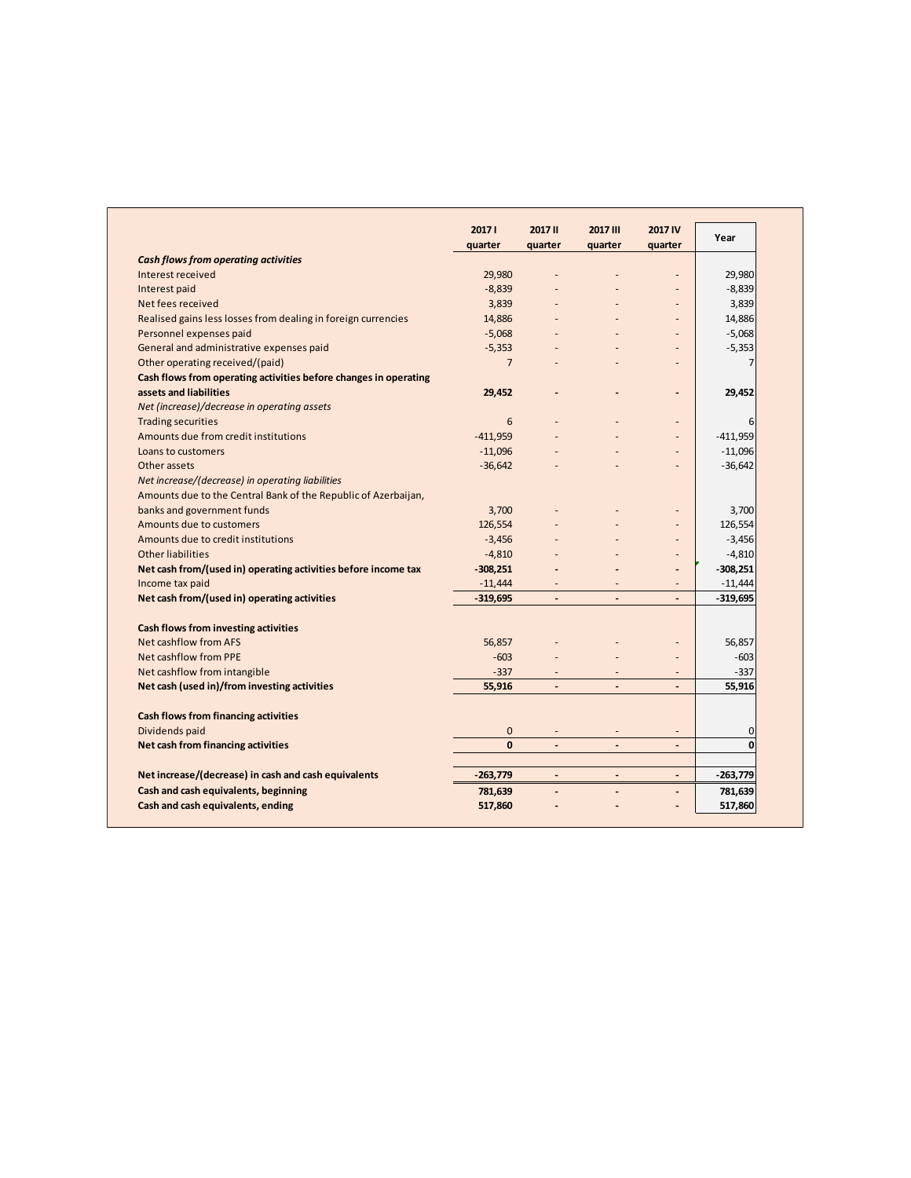| | 2017 I quarter | 2017 II quarter | 2017 III quarter | 2017 IV quarter | Year |
|---|---|---|---|---|---|
| ***Cash flows from operating activities*** | | | | | |
| Interest received | 29,980 | - | - | - | 29,980 |
| Interest paid | -8,839 | - | - | - | -8,839 |
| Net fees received | 3,839 | - | - | - | 3,839 |
| Realised gains less losses from dealing in foreign currencies | 14,886 | - | - | - | 14,886 |
| Personnel expenses paid | -5,068 | - | - | - | -5,068 |
| General and administrative expenses paid | -5,353 | - | - | - | -5,353 |
| Other operating received/(paid) | 7 | - | - | - | 7 |
| **Cash flows from operating activities before changes in operating assets and liabilities** | **29,452** | **-** | **-** | **-** | **29,452** |
| *Net (increase)/decrease in operating assets* | | | | | |
| Trading securities | 6 | - | - | - | 6 |
| Amounts due from credit institutions | -411,959 | - | - | - | -411,959 |
| Loans to customers | -11,096 | - | - | - | -11,096 |
| Other assets | -36,642 | - | - | - | -36,642 |
| *Net increase/(decrease) in operating liabilities* | | | | | |
| Amounts due to the Central Bank of the Republic of Azerbaijan, banks and government funds | 3,700 | - | - | - | 3,700 |
| Amounts due to customers | 126,554 | - | - | - | 126,554 |
| Amounts due to credit institutions | -3,456 | - | - | - | -3,456 |
| Other liabilities | -4,810 | - | - | - | -4,810 |
| **Net cash from/(used in) operating activities before income tax** | **-308,251** | **-** | **-** | **-** | **-308,251** |
| Income tax paid | -11,444 | - | - | - | -11,444 |
| **Net cash from/(used in) operating activities** | **-319,695** | **-** | **-** | **-** | **-319,695** |
| | | | | | |
| **Cash flows from investing activities** | | | | | |
| Net cashflow from AFS | 56,857 | - | - | - | 56,857 |
| Net cashflow from PPE | -603 | - | - | - | -603 |
| Net cashflow from intangible | -337 | - | - | - | -337 |
| **Net cash (used in)/from investing activities** | **55,916** | **-** | **-** | **-** | **55,916** |
| | | | | | |
| **Cash flows from financing activities** | | | | | |
| Dividends paid | 0 | - | - | - | 0 |
| **Net cash from financing activities** | **0** | **-** | **-** | **-** | **0** |
| | | | | | |
| **Net increase/(decrease) in cash and cash equivalents** | **-263,779** | **-** | **-** | **-** | **-263,779** |
| **Cash and cash equivalents, beginning** | **781,639** | **-** | **-** | **-** | **781,639** |
| **Cash and cash equivalents, ending** | **517,860** | **-** | **-** | **-** | **517,860** |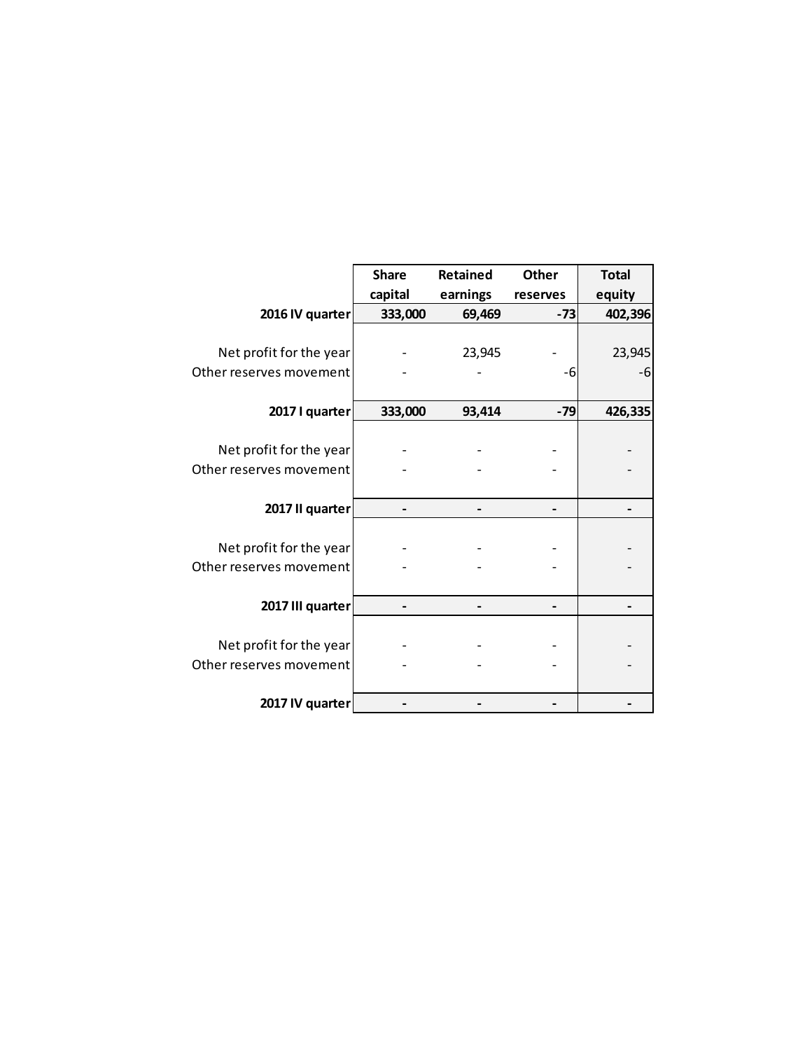| | Share capital | Retained earnings | Other reserves | Total equity |
|---|---|---|---|---|
| **2016 IV quarter** | **333,000** | **69,469** | **-73** | **402,396** |
| Net profit for the year | - | 23,945 | - | 23,945 |
| Other reserves movement | - | - | -6 | -6 |
| **2017 I quarter** | **333,000** | **93,414** | **-79** | **426,335** |
| Net profit for the year | - | - | - | - |
| Other reserves movement | - | - | - | - |
| **2017 II quarter** | **-** | **-** | **-** | **-** |
| Net profit for the year | - | - | - | - |
| Other reserves movement | - | - | - | - |
| **2017 III quarter** | **-** | **-** | **-** | **-** |
| Net profit for the year | - | - | - | - |
| Other reserves movement | - | - | - | - |
| **2017 IV quarter** | **-** | **-** | **-** | **-** |